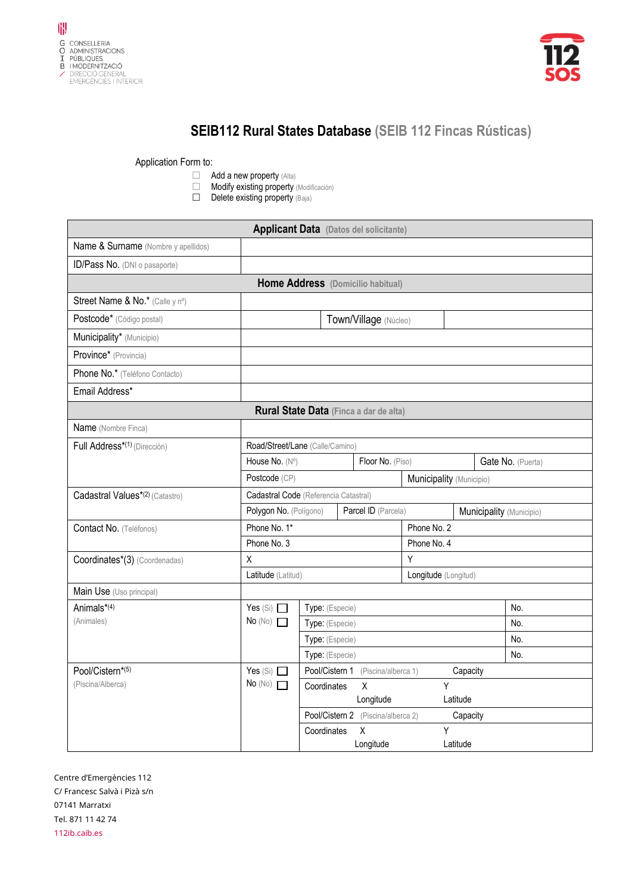G CONSELLERIA
O ADMINISTRACIONS
I PÚBLIQUES
B I MODERNITZACIÓ
/ DIRECCIÓ GENERAL
EMERGÈNCIES I INTERIOR

112 SOS

# SEIB112 Rural States Database (SEIB 112 Fincas Rústicas)

Application Form to:

- ☐ Add a new property (Alta)
- ☐ Modify existing property (Modificación)
- ☐ Delete existing property (Baja)

| **Applicant Data** (Datos del solicitante) | | | | | |
|---|---|---|---|---|---|
| Name & Surname (Nombre y apellidos) | | | | | |
| ID/Pass No. (DNI o pasaporte) | | | | | |
| **Home Address** (Domicilio habitual) | | | | | |
| Street Name & No.* (Calle y nº) | | | | | |
| Postcode* (Código postal) | | Town/Village (Núcleo) | | | |
| Municipality* (Municipio) | | | | | |
| Province* (Provincia) | | | | | |
| Phone No.* (Teléfono Contacto) | | | | | |
| Email Address* | | | | | |
| **Rural State Data** (Finca a dar de alta) | | | | | |
| Name (Nombre Finca) | | | | | |
| Full Address*(1) (Dirección) | Road/Street/Lane (Calle/Camino) | | | | |
| | House No. (Nº) | Floor No. (Piso) | | Gate No. (Puerta) | |
| | Postcode (CP) | Municipality (Municipio) | | | |
| Cadastral Values*(2) (Catastro) | Cadastral Code (Referencia Catastral) | | | | |
| | Polygon No. (Polígono) | Parcel ID (Parcela) | | Municipality (Municipio) | |
| Contact No. (Teléfonos) | Phone No. 1* | | Phone No. 2 | | |
| | Phone No. 3 | | Phone No. 4 | | |
| Coordinates*(3) (Coordenadas) | X | | Y | | |
| | Latitude (Latitud) | | Longitude (Longitud) | | |
| Main Use (Uso principal) | | | | | |
| Animals*(4) (Animales) | Yes (Sí) ☐ | Type: (Especie) | | | No. |
| | No (No) ☐ | Type: (Especie) | | | No. |
| | | Type: (Especie) | | | No. |
| | | Type: (Especie) | | | No. |
| Pool/Cistern*(5) (Piscina/Alberca) | Yes (Sí) ☐ | Pool/Cistern 1 (Piscina/alberca 1) | | Capacity | |
| | No (No) ☐ | Coordinates X Longitude | | Y Latitude | |
| | | Pool/Cistern 2 (Piscina/alberca 2) | | Capacity | |
| | | Coordinates X Longitude | | Y Latitude | |

Centre d'Emergències 112
C/ Francesc Salvà i Pizà s/n
07141 Marratxi
Tel. 871 11 42 74
112ib.caib.es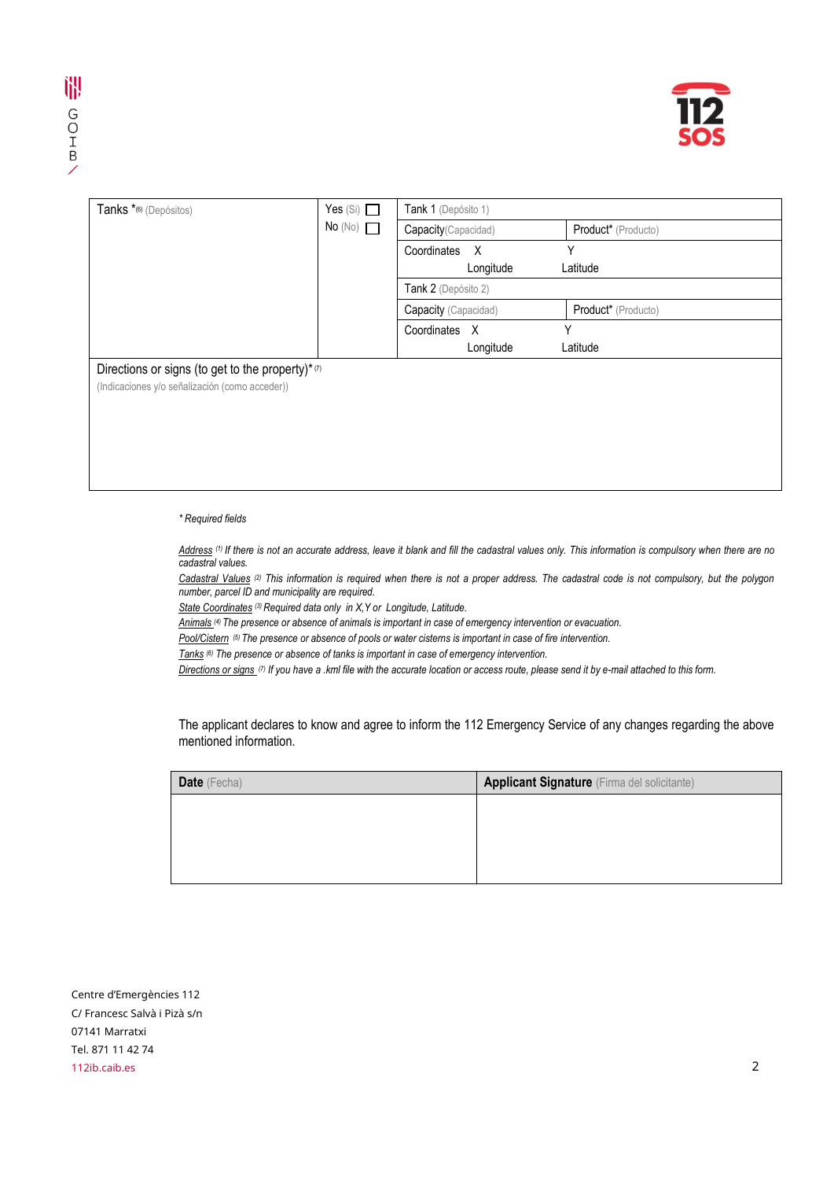| Tanks *[6] (Depósitos) | Yes (Sí) ☐ No (No) ☐ | Tank 1 (Depósito 1) | |
|---|---|---|---|
| | | Capacity (Capacidad) | Product* (Producto) |
| | | Coordinates X Longitude | Y Latitude |
| | | Tank 2 (Depósito 2) | |
| | | Capacity (Capacidad) | Product* (Producto) |
| | | Coordinates X Longitude | Y Latitude |
| Directions or signs (to get to the property)* [7] (Indicaciones y/o señalización (como acceder)) | | | |

*\* Required fields*

*Address [1] If there is not an accurate address, leave it blank and fill the cadastral values only. This information is compulsory when there are no cadastral values.*

*Cadastral Values [2] This information is required when there is not a proper address. The cadastral code is not compulsory, but the polygon number, parcel ID and municipality are required.*

*State Coordinates [3] Required data only in X,Y or Longitude, Latitude.*

*Animals [4] The presence or absence of animals is important in case of emergency intervention or evacuation.*

*Pool/Cistern [5] The presence or absence of pools or water cisterns is important in case of fire intervention.*

*Tanks [6] The presence or absence of tanks is important in case of emergency intervention.*

*Directions or signs [7] If you have a .kml file with the accurate location or access route, please send it by e-mail attached to this form.*

The applicant declares to know and agree to inform the 112 Emergency Service of any changes regarding the above mentioned information.

| **Date** (Fecha) | **Applicant Signature** (Firma del solicitante) |
|---|---|
| | |

Centre d'Emergències 112
C/ Francesc Salvà i Pizà s/n
07141 Marratxi
Tel. 871 11 42 74
112ib.caib.es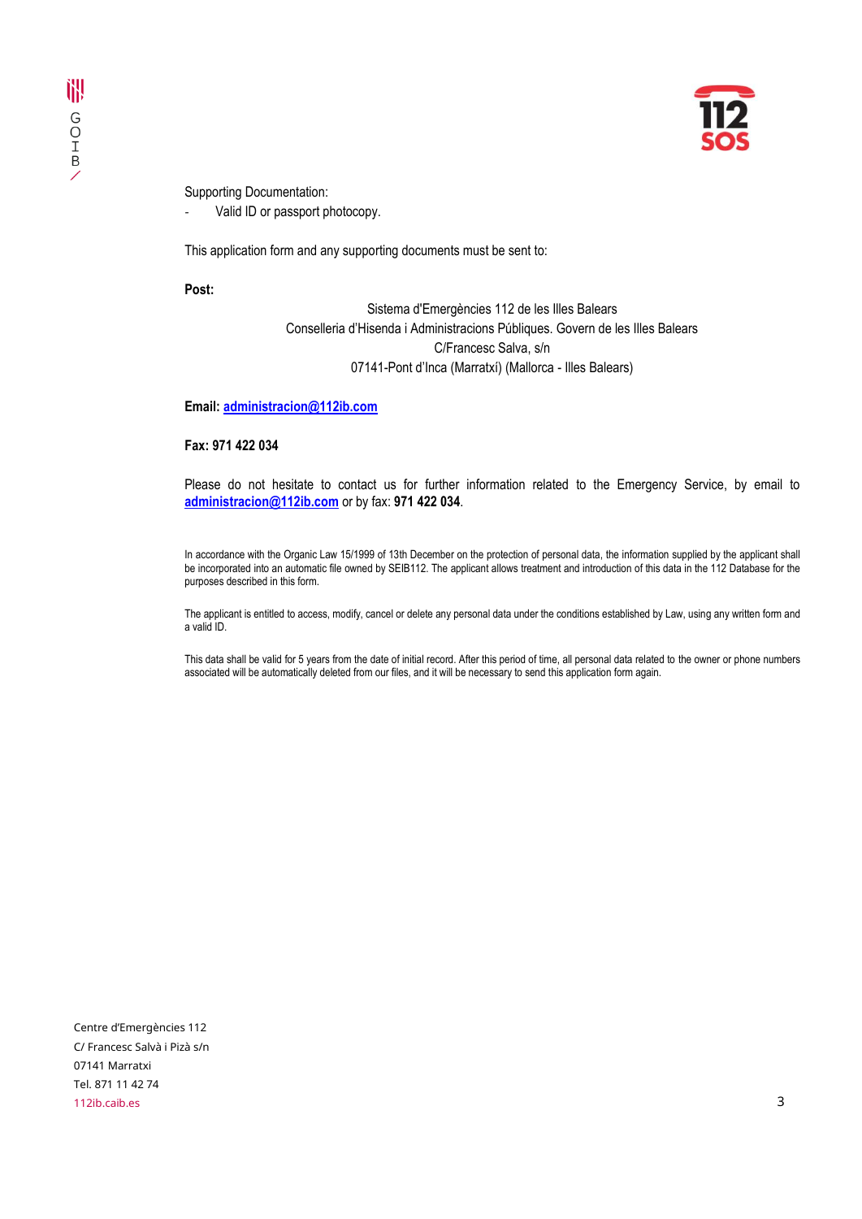Supporting Documentation:

- Valid ID or passport photocopy.

This application form and any supporting documents must be sent to:

**Post:**

Sistema d'Emergències 112 de les Illes Balears
Conselleria d'Hisenda i Administracions Públiques. Govern de les Illes Balears
C/Francesc Salva, s/n
07141-Pont d'Inca (Marratxí) (Mallorca - Illes Balears)

**Email: administracion@112ib.com**

**Fax: 971 422 034**

Please do not hesitate to contact us for further information related to the Emergency Service, by email to **administracion@112ib.com** or by fax: **971 422 034**.

In accordance with the Organic Law 15/1999 of 13th December on the protection of personal data, the information supplied by the applicant shall be incorporated into an automatic file owned by SEIB112. The applicant allows treatment and introduction of this data in the 112 Database for the purposes described in this form.

The applicant is entitled to access, modify, cancel or delete any personal data under the conditions established by Law, using any written form and a valid ID.

This data shall be valid for 5 years from the date of initial record. After this period of time, all personal data related to the owner or phone numbers associated will be automatically deleted from our files, and it will be necessary to send this application form again.

Centre d'Emergències 112
C/ Francesc Salvà i Pizà s/n
07141 Marratxi
Tel. 871 11 42 74
112ib.caib.es